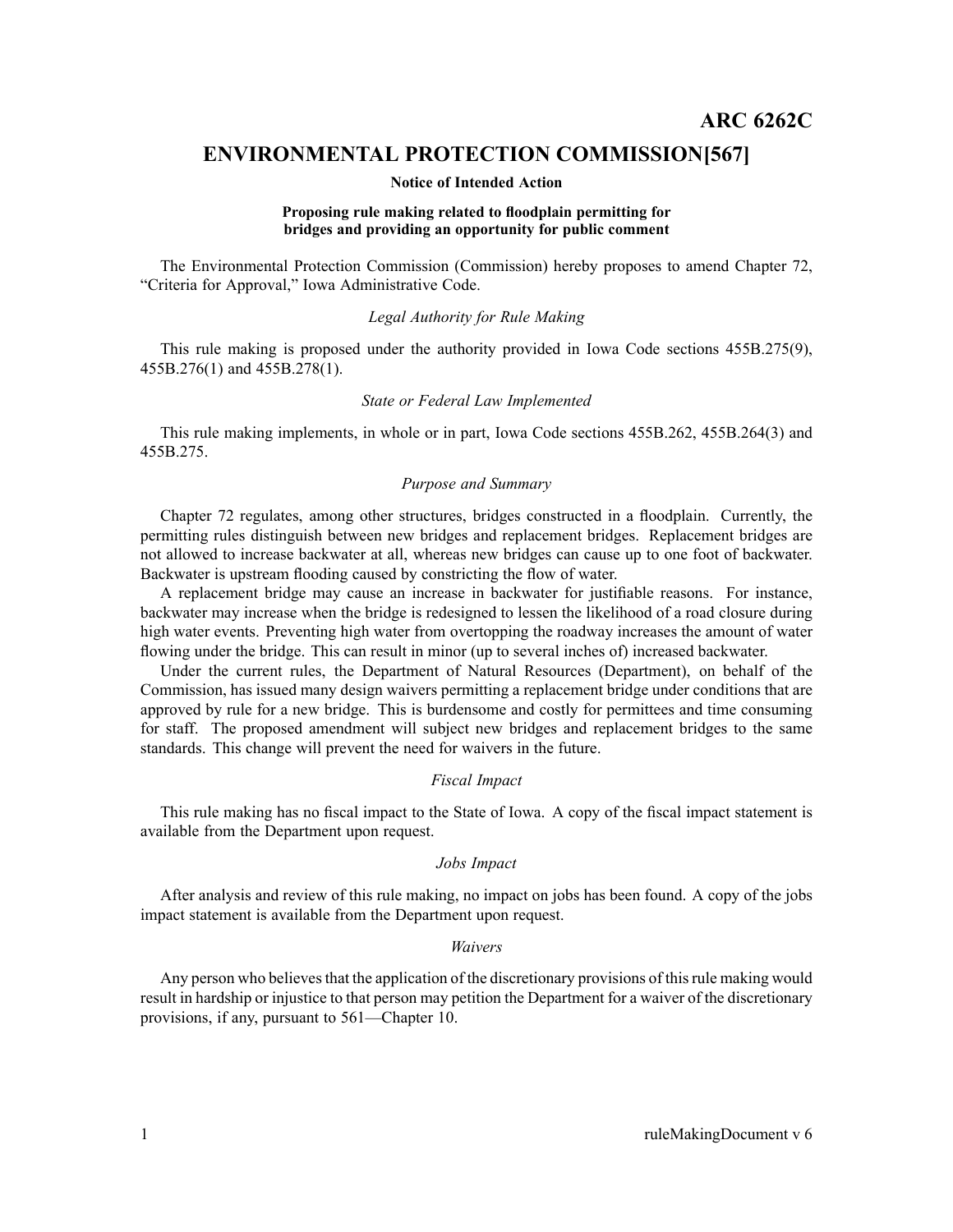# ARC 6262C

## ENVIRONMENTAL PROTECTION COMMISSION[567]

**Notice of Intended Action**

**Proposing rule making related to floodplain permitting for bridges and providing an opportunity for public comment**

The Environmental Protection Commission (Commission) hereby proposes to amend Chapter 72, "Criteria for Approval," Iowa Administrative Code.

*Legal Authority for Rule Making*

This rule making is proposed under the authority provided in Iowa Code sections 455B.275(9), 455B.276(1) and 455B.278(1).

*State or Federal Law Implemented*

This rule making implements, in whole or in part, Iowa Code sections 455B.262, 455B.264(3) and 455B.275.

*Purpose and Summary*

Chapter 72 regulates, among other structures, bridges constructed in a floodplain. Currently, the permitting rules distinguish between new bridges and replacement bridges. Replacement bridges are not allowed to increase backwater at all, whereas new bridges can cause up to one foot of backwater. Backwater is upstream flooding caused by constricting the flow of water.

A replacement bridge may cause an increase in backwater for justifiable reasons. For instance, backwater may increase when the bridge is redesigned to lessen the likelihood of a road closure during high water events. Preventing high water from overtopping the roadway increases the amount of water flowing under the bridge. This can result in minor (up to several inches of) increased backwater.

Under the current rules, the Department of Natural Resources (Department), on behalf of the Commission, has issued many design waivers permitting a replacement bridge under conditions that are approved by rule for a new bridge. This is burdensome and costly for permittees and time consuming for staff. The proposed amendment will subject new bridges and replacement bridges to the same standards. This change will prevent the need for waivers in the future.

*Fiscal Impact*

This rule making has no fiscal impact to the State of Iowa. A copy of the fiscal impact statement is available from the Department upon request.

*Jobs Impact*

After analysis and review of this rule making, no impact on jobs has been found. A copy of the jobs impact statement is available from the Department upon request.

*Waivers*

Any person who believes that the application of the discretionary provisions of this rule making would result in hardship or injustice to that person may petition the Department for a waiver of the discretionary provisions, if any, pursuant to 561—Chapter 10.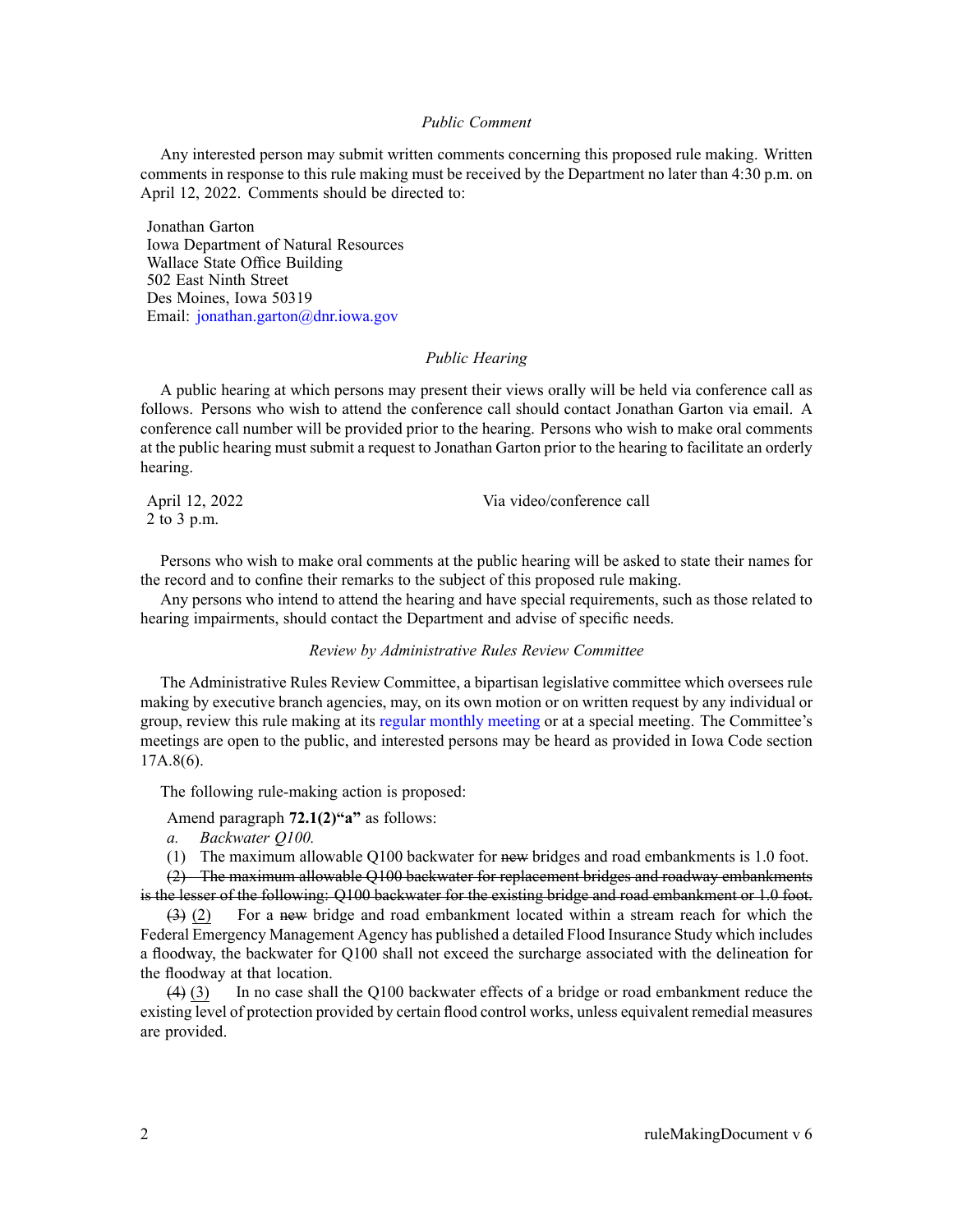*Public Comment*

Any interested person may submit written comments concerning this proposed rule making. Written comments in response to this rule making must be received by the Department no later than 4:30 p.m. on April 12, 2022. Comments should be directed to:

Jonathan Garton
Iowa Department of Natural Resources
Wallace State Office Building
502 East Ninth Street
Des Moines, Iowa 50319
Email: jonathan.garton@dnr.iowa.gov

*Public Hearing*

A public hearing at which persons may present their views orally will be held via conference call as follows. Persons who wish to attend the conference call should contact Jonathan Garton via email. A conference call number will be provided prior to the hearing. Persons who wish to make oral comments at the public hearing must submit a request to Jonathan Garton prior to the hearing to facilitate an orderly hearing.

| | |
|---|---|
| April 12, 2022<br>2 to 3 p.m. | Via video/conference call |

Persons who wish to make oral comments at the public hearing will be asked to state their names for the record and to confine their remarks to the subject of this proposed rule making.

Any persons who intend to attend the hearing and have special requirements, such as those related to hearing impairments, should contact the Department and advise of specific needs.

*Review by Administrative Rules Review Committee*

The Administrative Rules Review Committee, a bipartisan legislative committee which oversees rule making by executive branch agencies, may, on its own motion or on written request by any individual or group, review this rule making at its regular monthly meeting or at a special meeting. The Committee's meetings are open to the public, and interested persons may be heard as provided in Iowa Code section 17A.8(6).

The following rule-making action is proposed:

Amend paragraph **72.1(2)"a"** as follows:

*a. Backwater Q100.*

(1) The maximum allowable Q100 backwater for ~~new~~ bridges and road embankments is 1.0 foot.

~~(2) The maximum allowable Q100 backwater for replacement bridges and roadway embankments is the lesser of the following: Q100 backwater for the existing bridge and road embankment or 1.0 foot.~~

~~(3)~~ (2) For a ~~new~~ bridge and road embankment located within a stream reach for which the Federal Emergency Management Agency has published a detailed Flood Insurance Study which includes a floodway, the backwater for Q100 shall not exceed the surcharge associated with the delineation for the floodway at that location.

~~(4)~~ (3) In no case shall the Q100 backwater effects of a bridge or road embankment reduce the existing level of protection provided by certain flood control works, unless equivalent remedial measures are provided.